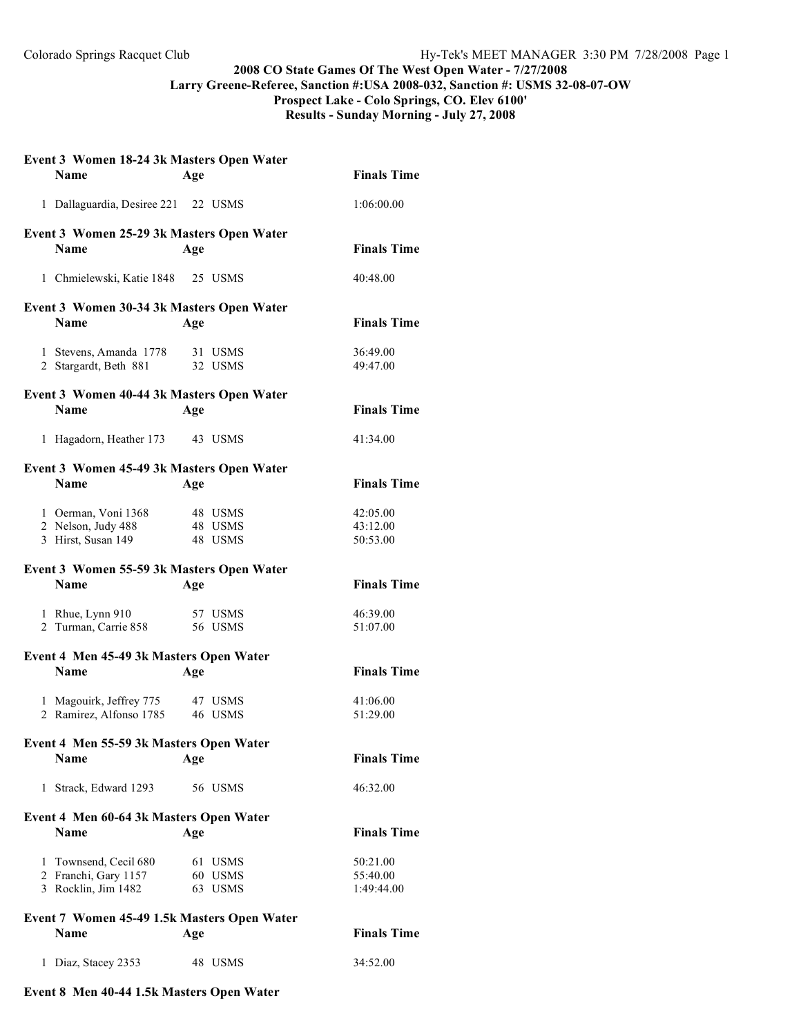Colorado Springs Racquet Club

**2008 CO State Games Of The West Open Water - 7/27/2008**
**Larry Greene-Referee, Sanction #:USA 2008-032, Sanction #: USMS 32-08-07-OW**
**Prospect Lake - Colo Springs, CO. Elev 6100'**
**Results - Sunday Morning - July 27, 2008**

### Event 3 Women 18-24 3k Masters Open Water

| | Name | Age | | Finals Time |
|---|---|---|---|---|
| 1 | Dallaguardia, Desiree 221 | 22 | USMS | 1:06:00.00 |

### Event 3 Women 25-29 3k Masters Open Water

| | Name | Age | | Finals Time |
|---|---|---|---|---|
| 1 | Chmielewski, Katie 1848 | 25 | USMS | 40:48.00 |

### Event 3 Women 30-34 3k Masters Open Water

| | Name | Age | | Finals Time |
|---|---|---|---|---|
| 1 | Stevens, Amanda 1778 | 31 | USMS | 36:49.00 |
| 2 | Stargardt, Beth 881 | 32 | USMS | 49:47.00 |

### Event 3 Women 40-44 3k Masters Open Water

| | Name | Age | | Finals Time |
|---|---|---|---|---|
| 1 | Hagadorn, Heather 173 | 43 | USMS | 41:34.00 |

### Event 3 Women 45-49 3k Masters Open Water

| | Name | Age | | Finals Time |
|---|---|---|---|---|
| 1 | Oerman, Voni 1368 | 48 | USMS | 42:05.00 |
| 2 | Nelson, Judy 488 | 48 | USMS | 43:12.00 |
| 3 | Hirst, Susan 149 | 48 | USMS | 50:53.00 |

### Event 3 Women 55-59 3k Masters Open Water

| | Name | Age | | Finals Time |
|---|---|---|---|---|
| 1 | Rhue, Lynn 910 | 57 | USMS | 46:39.00 |
| 2 | Turman, Carrie 858 | 56 | USMS | 51:07.00 |

### Event 4 Men 45-49 3k Masters Open Water

| | Name | Age | | Finals Time |
|---|---|---|---|---|
| 1 | Magouirk, Jeffrey 775 | 47 | USMS | 41:06.00 |
| 2 | Ramirez, Alfonso 1785 | 46 | USMS | 51:29.00 |

### Event 4 Men 55-59 3k Masters Open Water

| | Name | Age | | Finals Time |
|---|---|---|---|---|
| 1 | Strack, Edward 1293 | 56 | USMS | 46:32.00 |

### Event 4 Men 60-64 3k Masters Open Water

| | Name | Age | | Finals Time |
|---|---|---|---|---|
| 1 | Townsend, Cecil 680 | 61 | USMS | 50:21.00 |
| 2 | Franchi, Gary 1157 | 60 | USMS | 55:40.00 |
| 3 | Rocklin, Jim 1482 | 63 | USMS | 1:49:44.00 |

### Event 7 Women 45-49 1.5k Masters Open Water

| | Name | Age | | Finals Time |
|---|---|---|---|---|
| 1 | Diaz, Stacey 2353 | 48 | USMS | 34:52.00 |

### Event 8 Men 40-44 1.5k Masters Open Water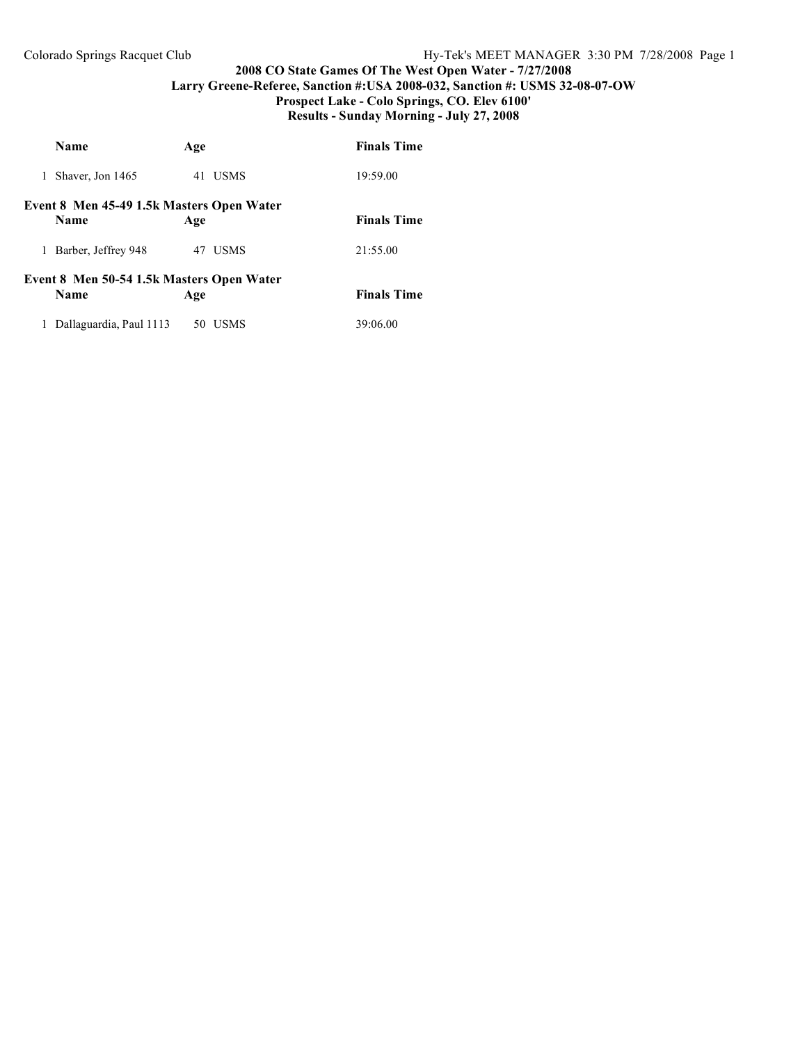| | Name | Age | | Finals Time |
|---|---|---|---|---|
| 1 | Shaver, Jon 1465 | 41 | USMS | 19:59.00 |

**Event 8 Men 45-49 1.5k Masters Open Water**

| | Name | Age | | Finals Time |
|---|---|---|---|---|
| 1 | Barber, Jeffrey 948 | 47 | USMS | 21:55.00 |

**Event 8 Men 50-54 1.5k Masters Open Water**

| | Name | Age | | Finals Time |
|---|---|---|---|---|
| 1 | Dallaguardia, Paul 1113 | 50 | USMS | 39:06.00 |